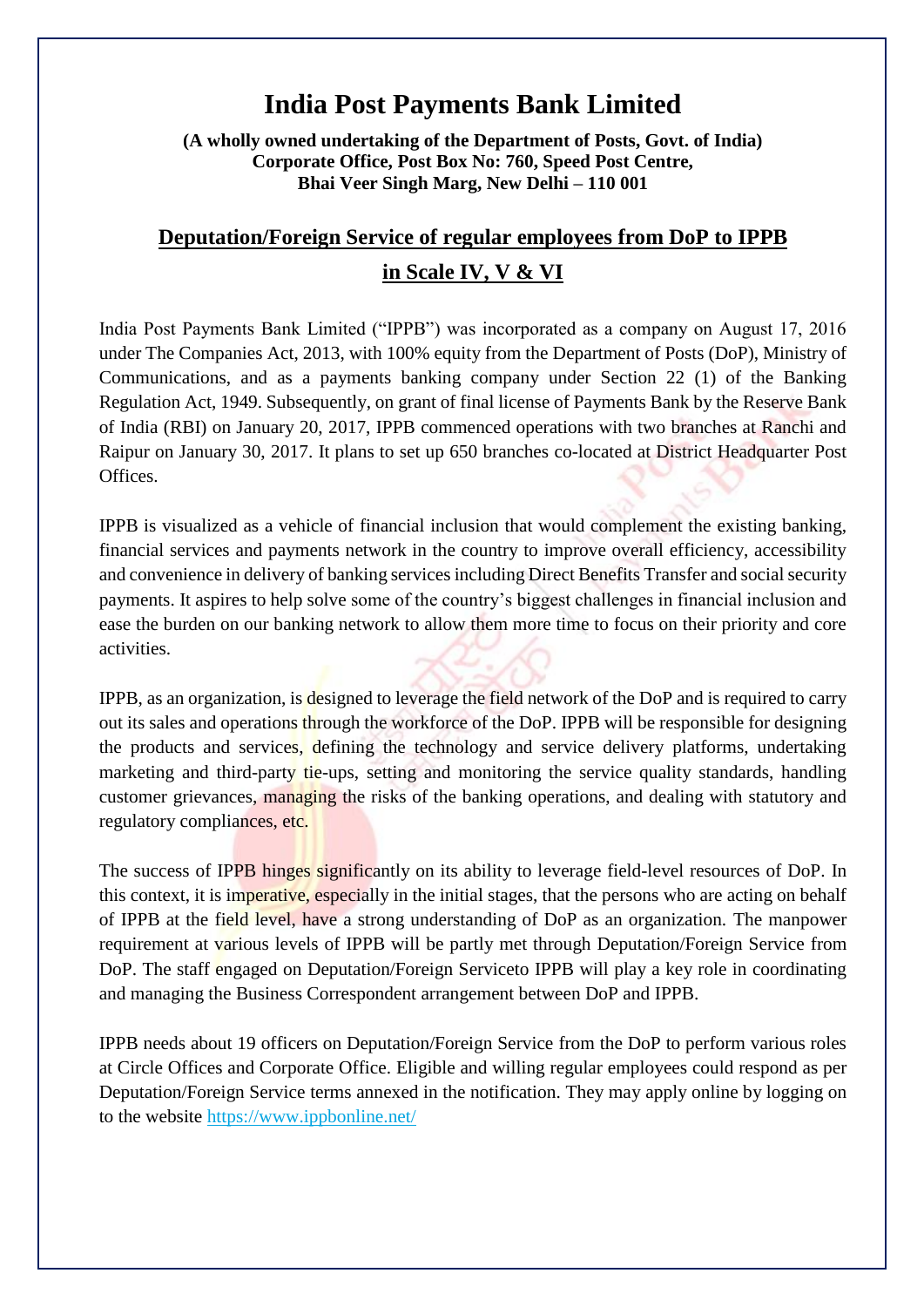# India Post Payments Bank Limited

**(A wholly owned undertaking of the Department of Posts, Govt. of India)**
**Corporate Office, Post Box No: 760, Speed Post Centre,**
**Bhai Veer Singh Marg, New Delhi – 110 001**

## Deputation/Foreign Service of regular employees from DoP to IPPB in Scale IV, V & VI

India Post Payments Bank Limited ("IPPB") was incorporated as a company on August 17, 2016 under The Companies Act, 2013, with 100% equity from the Department of Posts (DoP), Ministry of Communications, and as a payments banking company under Section 22 (1) of the Banking Regulation Act, 1949. Subsequently, on grant of final license of Payments Bank by the Reserve Bank of India (RBI) on January 20, 2017, IPPB commenced operations with two branches at Ranchi and Raipur on January 30, 2017. It plans to set up 650 branches co-located at District Headquarter Post Offices.

IPPB is visualized as a vehicle of financial inclusion that would complement the existing banking, financial services and payments network in the country to improve overall efficiency, accessibility and convenience in delivery of banking services including Direct Benefits Transfer and social security payments. It aspires to help solve some of the country's biggest challenges in financial inclusion and ease the burden on our banking network to allow them more time to focus on their priority and core activities.

IPPB, as an organization, is designed to leverage the field network of the DoP and is required to carry out its sales and operations through the workforce of the DoP. IPPB will be responsible for designing the products and services, defining the technology and service delivery platforms, undertaking marketing and third-party tie-ups, setting and monitoring the service quality standards, handling customer grievances, managing the risks of the banking operations, and dealing with statutory and regulatory compliances, etc.

The success of IPPB hinges significantly on its ability to leverage field-level resources of DoP. In this context, it is imperative, especially in the initial stages, that the persons who are acting on behalf of IPPB at the field level, have a strong understanding of DoP as an organization. The manpower requirement at various levels of IPPB will be partly met through Deputation/Foreign Service from DoP. The staff engaged on Deputation/Foreign Serviceto IPPB will play a key role in coordinating and managing the Business Correspondent arrangement between DoP and IPPB.

IPPB needs about 19 officers on Deputation/Foreign Service from the DoP to perform various roles at Circle Offices and Corporate Office. Eligible and willing regular employees could respond as per Deputation/Foreign Service terms annexed in the notification. They may apply online by logging on to the website https://www.ippbonline.net/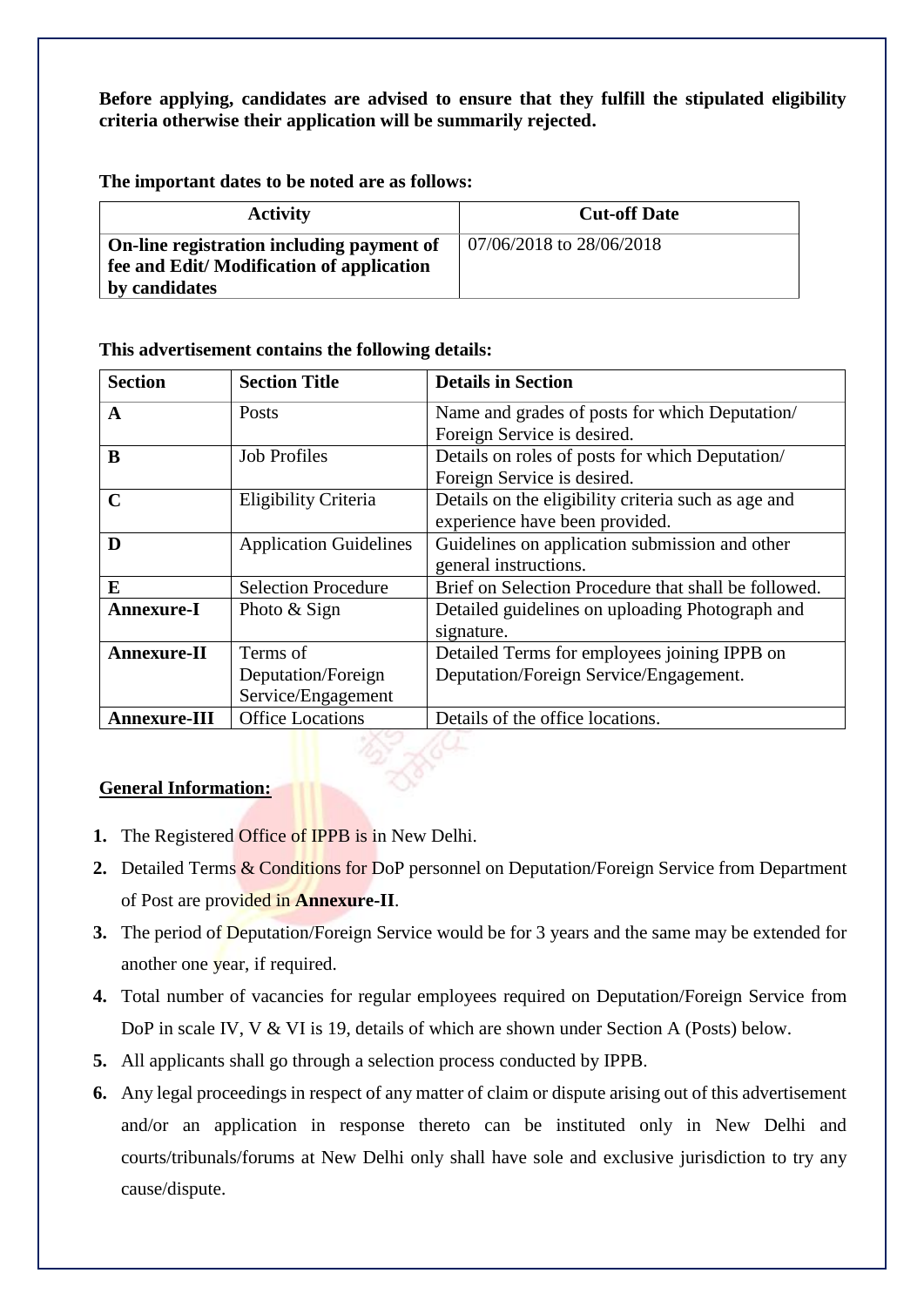**Before applying, candidates are advised to ensure that they fulfill the stipulated eligibility criteria otherwise their application will be summarily rejected.**

**The important dates to be noted are as follows:**

| Activity | Cut-off Date |
|---|---|
| **On-line registration including payment of fee and Edit/ Modification of application by candidates** | 07/06/2018 to 28/06/2018 |

**This advertisement contains the following details:**

| Section | Section Title | Details in Section |
|---|---|---|
| **A** | Posts | Name and grades of posts for which Deputation/ Foreign Service is desired. |
| **B** | Job Profiles | Details on roles of posts for which Deputation/ Foreign Service is desired. |
| **C** | Eligibility Criteria | Details on the eligibility criteria such as age and experience have been provided. |
| **D** | Application Guidelines | Guidelines on application submission and other general instructions. |
| **E** | Selection Procedure | Brief on Selection Procedure that shall be followed. |
| **Annexure-I** | Photo & Sign | Detailed guidelines on uploading Photograph and signature. |
| **Annexure-II** | Terms of Deputation/Foreign Service/Engagement | Detailed Terms for employees joining IPPB on Deputation/Foreign Service/Engagement. |
| **Annexure-III** | Office Locations | Details of the office locations. |

## General Information:

1. The Registered Office of IPPB is in New Delhi.
2. Detailed Terms & Conditions for DoP personnel on Deputation/Foreign Service from Department of Post are provided in **Annexure-II**.
3. The period of Deputation/Foreign Service would be for 3 years and the same may be extended for another one year, if required.
4. Total number of vacancies for regular employees required on Deputation/Foreign Service from DoP in scale IV, V & VI is 19, details of which are shown under Section A (Posts) below.
5. All applicants shall go through a selection process conducted by IPPB.
6. Any legal proceedings in respect of any matter of claim or dispute arising out of this advertisement and/or an application in response thereto can be instituted only in New Delhi and courts/tribunals/forums at New Delhi only shall have sole and exclusive jurisdiction to try any cause/dispute.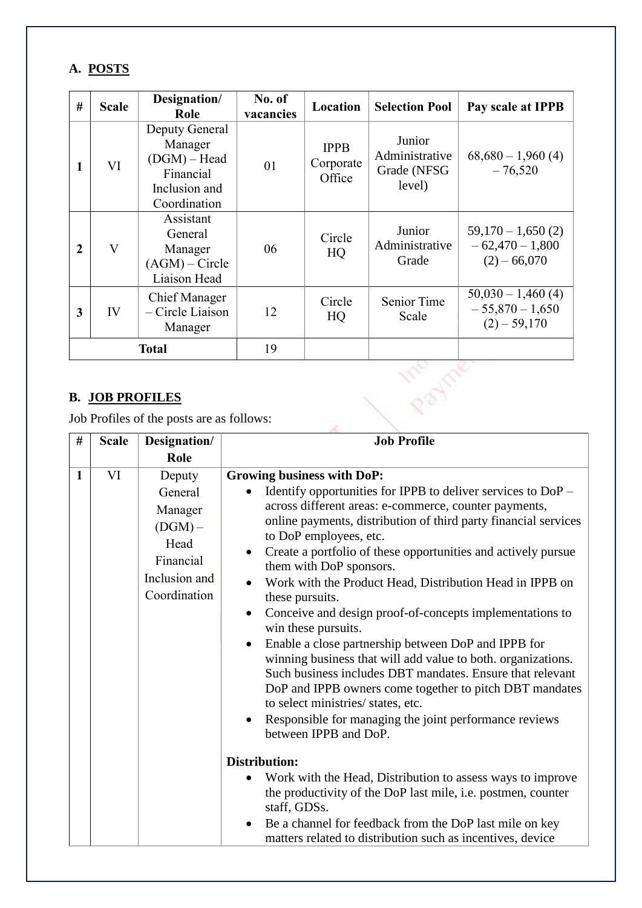## A. POSTS

| # | Scale | Designation/ Role | No. of vacancies | Location | Selection Pool | Pay scale at IPPB |
|---|---|---|---|---|---|---|
| 1 | VI | Deputy General Manager (DGM) – Head Financial Inclusion and Coordination | 01 | IPPB Corporate Office | Junior Administrative Grade (NFSG level) | 68,680 – 1,960 (4) – 76,520 |
| 2 | V | Assistant General Manager (AGM) – Circle Liaison Head | 06 | Circle HQ | Junior Administrative Grade | 59,170 – 1,650 (2) – 62,470 – 1,800 (2) – 66,070 |
| 3 | IV | Chief Manager – Circle Liaison Manager | 12 | Circle HQ | Senior Time Scale | 50,030 – 1,460 (4) – 55,870 – 1,650 (2) – 59,170 |
| **Total** | | | 19 | | | |

## B. JOB PROFILES

Job Profiles of the posts are as follows:

| # | Scale | Designation/ Role | Job Profile |
|---|---|---|---|
| 1 | VI | Deputy General Manager (DGM) – Head Financial Inclusion and Coordination | **Growing business with DoP:** <br>• Identify opportunities for IPPB to deliver services to DoP – across different areas: e-commerce, counter payments, online payments, distribution of third party financial services to DoP employees, etc. <br>• Create a portfolio of these opportunities and actively pursue them with DoP sponsors. <br>• Work with the Product Head, Distribution Head in IPPB on these pursuits. <br>• Conceive and design proof-of-concepts implementations to win these pursuits. <br>• Enable a close partnership between DoP and IPPB for winning business that will add value to both. organizations. Such business includes DBT mandates. Ensure that relevant DoP and IPPB owners come together to pitch DBT mandates to select ministries/ states, etc. <br>• Responsible for managing the joint performance reviews between IPPB and DoP. <br><br>**Distribution:** <br>• Work with the Head, Distribution to assess ways to improve the productivity of the DoP last mile, i.e. postmen, counter staff, GDSs. <br>• Be a channel for feedback from the DoP last mile on key matters related to distribution such as incentives, device |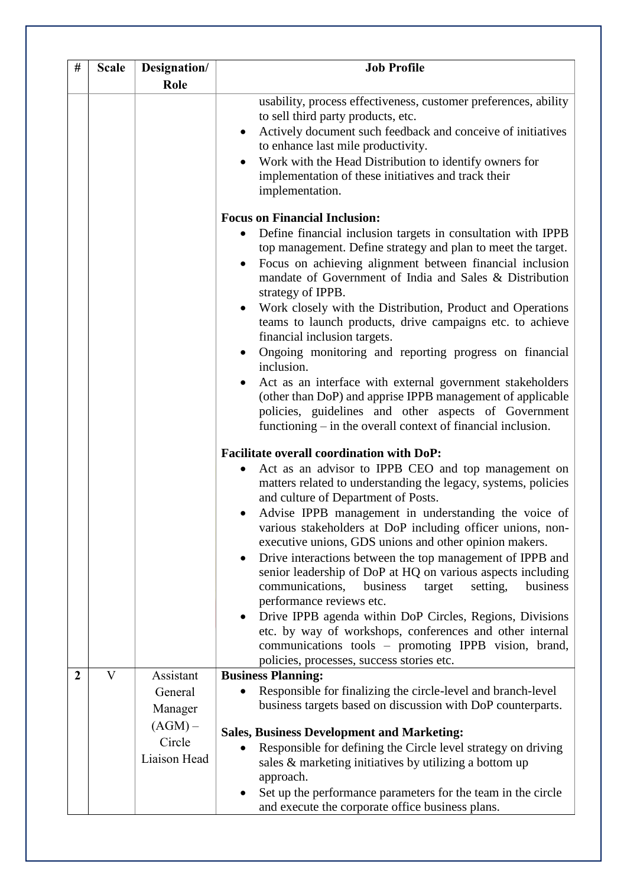| # | Scale | Designation/ Role | Job Profile |
|---|---|---|---|
| | | | <ul><li>usability, process effectiveness, customer preferences, ability to sell third party products, etc.</li><li>Actively document such feedback and conceive of initiatives to enhance last mile productivity.</li><li>Work with the Head Distribution to identify owners for implementation of these initiatives and track their implementation.</li></ul>**Focus on Financial Inclusion:**<ul><li>Define financial inclusion targets in consultation with IPPB top management. Define strategy and plan to meet the target.</li><li>Focus on achieving alignment between financial inclusion mandate of Government of India and Sales & Distribution strategy of IPPB.</li><li>Work closely with the Distribution, Product and Operations teams to launch products, drive campaigns etc. to achieve financial inclusion targets.</li><li>Ongoing monitoring and reporting progress on financial inclusion.</li><li>Act as an interface with external government stakeholders (other than DoP) and apprise IPPB management of applicable policies, guidelines and other aspects of Government functioning – in the overall context of financial inclusion.</li></ul>**Facilitate overall coordination with DoP:**<ul><li>Act as an advisor to IPPB CEO and top management on matters related to understanding the legacy, systems, policies and culture of Department of Posts.</li><li>Advise IPPB management in understanding the voice of various stakeholders at DoP including officer unions, non-executive unions, GDS unions and other opinion makers.</li><li>Drive interactions between the top management of IPPB and senior leadership of DoP at HQ on various aspects including communications, business target setting, business performance reviews etc.</li><li>Drive IPPB agenda within DoP Circles, Regions, Divisions etc. by way of workshops, conferences and other internal communications tools – promoting IPPB vision, brand, policies, processes, success stories etc.</li></ul> |
| **2** | V | Assistant General Manager (AGM) – Circle Liaison Head | **Business Planning:**<ul><li>Responsible for finalizing the circle-level and branch-level business targets based on discussion with DoP counterparts.</li></ul>**Sales, Business Development and Marketing:**<ul><li>Responsible for defining the Circle level strategy on driving sales & marketing initiatives by utilizing a bottom up approach.</li><li>Set up the performance parameters for the team in the circle and execute the corporate office business plans.</li></ul> |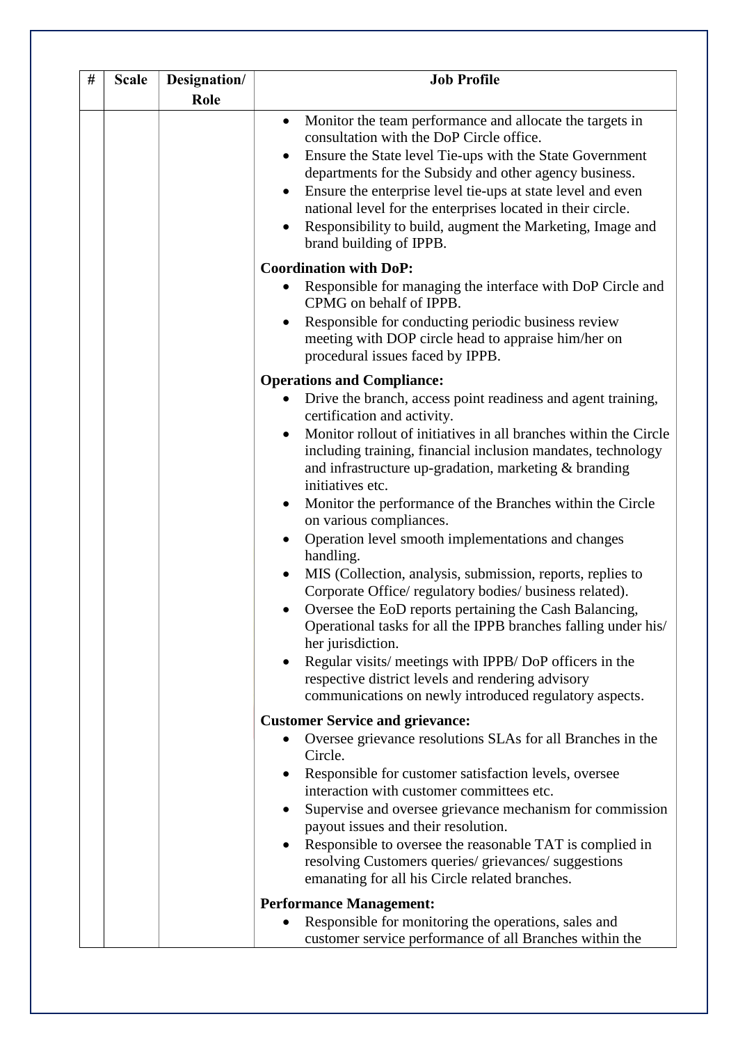| # | Scale | Designation/ Role | Job Profile |
|---|---|---|---|
| | | | • Monitor the team performance and allocate the targets in consultation with the DoP Circle office.<br>• Ensure the State level Tie-ups with the State Government departments for the Subsidy and other agency business.<br>• Ensure the enterprise level tie-ups at state level and even national level for the enterprises located in their circle.<br>• Responsibility to build, augment the Marketing, Image and brand building of IPPB.<br><br>**Coordination with DoP:**<br>• Responsible for managing the interface with DoP Circle and CPMG on behalf of IPPB.<br>• Responsible for conducting periodic business review meeting with DOP circle head to appraise him/her on procedural issues faced by IPPB.<br><br>**Operations and Compliance:**<br>• Drive the branch, access point readiness and agent training, certification and activity.<br>• Monitor rollout of initiatives in all branches within the Circle including training, financial inclusion mandates, technology and infrastructure up-gradation, marketing & branding initiatives etc.<br>• Monitor the performance of the Branches within the Circle on various compliances.<br>• Operation level smooth implementations and changes handling.<br>• MIS (Collection, analysis, submission, reports, replies to Corporate Office/ regulatory bodies/ business related).<br>• Oversee the EoD reports pertaining the Cash Balancing, Operational tasks for all the IPPB branches falling under his/ her jurisdiction.<br>• Regular visits/ meetings with IPPB/ DoP officers in the respective district levels and rendering advisory communications on newly introduced regulatory aspects.<br><br>**Customer Service and grievance:**<br>• Oversee grievance resolutions SLAs for all Branches in the Circle.<br>• Responsible for customer satisfaction levels, oversee interaction with customer committees etc.<br>• Supervise and oversee grievance mechanism for commission payout issues and their resolution.<br>• Responsible to oversee the reasonable TAT is complied in resolving Customers queries/ grievances/ suggestions emanating for all his Circle related branches.<br><br>**Performance Management:**<br>• Responsible for monitoring the operations, sales and customer service performance of all Branches within the |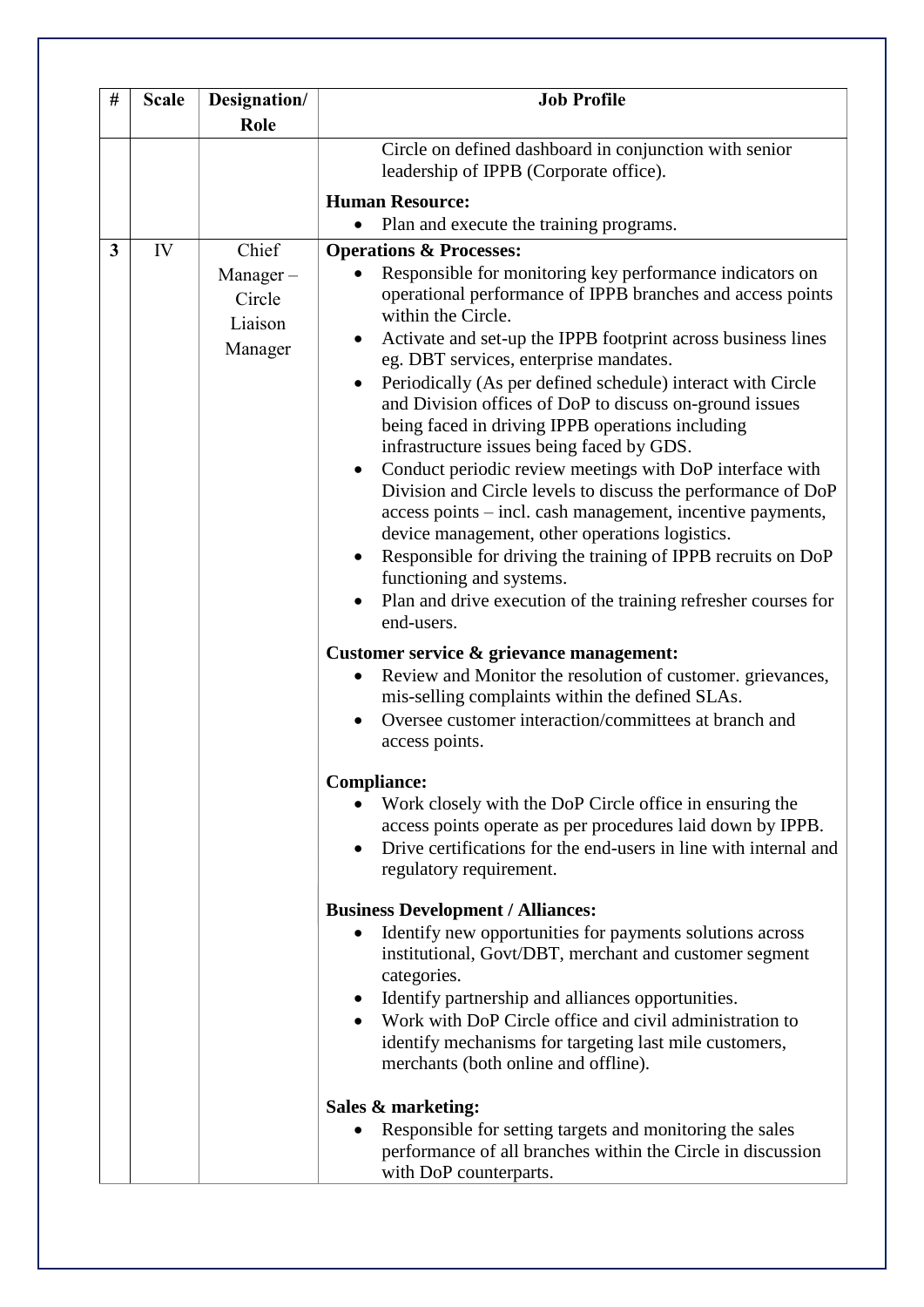| # | Scale | Designation/ Role | Job Profile |
|---|---|---|---|
| | | | Circle on defined dashboard in conjunction with senior leadership of IPPB (Corporate office).<br><br>**Human Resource:**<br>• Plan and execute the training programs. |
| **3** | IV | Chief Manager – Circle Liaison Manager | **Operations & Processes:**<br>• Responsible for monitoring key performance indicators on operational performance of IPPB branches and access points within the Circle.<br>• Activate and set-up the IPPB footprint across business lines eg. DBT services, enterprise mandates.<br>• Periodically (As per defined schedule) interact with Circle and Division offices of DoP to discuss on-ground issues being faced in driving IPPB operations including infrastructure issues being faced by GDS.<br>• Conduct periodic review meetings with DoP interface with Division and Circle levels to discuss the performance of DoP access points – incl. cash management, incentive payments, device management, other operations logistics.<br>• Responsible for driving the training of IPPB recruits on DoP functioning and systems.<br>• Plan and drive execution of the training refresher courses for end-users.<br><br>**Customer service & grievance management:**<br>• Review and Monitor the resolution of customer. grievances, mis-selling complaints within the defined SLAs.<br>• Oversee customer interaction/committees at branch and access points.<br><br>**Compliance:**<br>• Work closely with the DoP Circle office in ensuring the access points operate as per procedures laid down by IPPB.<br>• Drive certifications for the end-users in line with internal and regulatory requirement.<br><br>**Business Development / Alliances:**<br>• Identify new opportunities for payments solutions across institutional, Govt/DBT, merchant and customer segment categories.<br>• Identify partnership and alliances opportunities.<br>• Work with DoP Circle office and civil administration to identify mechanisms for targeting last mile customers, merchants (both online and offline).<br><br>**Sales & marketing:**<br>• Responsible for setting targets and monitoring the sales performance of all branches within the Circle in discussion with DoP counterparts. |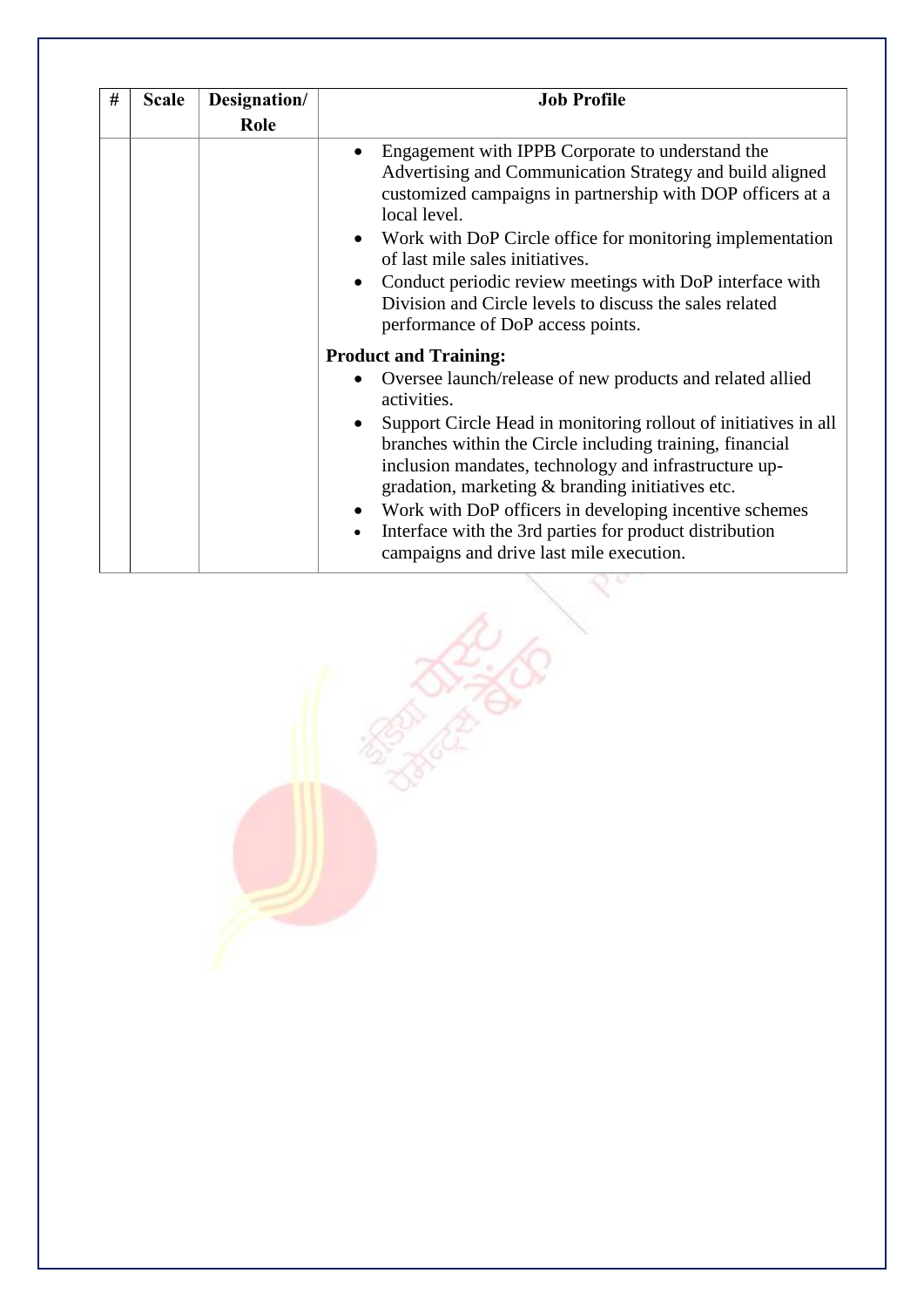| # | Scale | Designation/ Role | Job Profile |
|---|---|---|---|
| | | | • Engagement with IPPB Corporate to understand the Advertising and Communication Strategy and build aligned customized campaigns in partnership with DOP officers at a local level.<br>• Work with DoP Circle office for monitoring implementation of last mile sales initiatives.<br>• Conduct periodic review meetings with DoP interface with Division and Circle levels to discuss the sales related performance of DoP access points.<br><br>**Product and Training:**<br>• Oversee launch/release of new products and related allied activities.<br>• Support Circle Head in monitoring rollout of initiatives in all branches within the Circle including training, financial inclusion mandates, technology and infrastructure up-gradation, marketing & branding initiatives etc.<br>• Work with DoP officers in developing incentive schemes<br>• Interface with the 3rd parties for product distribution campaigns and drive last mile execution. |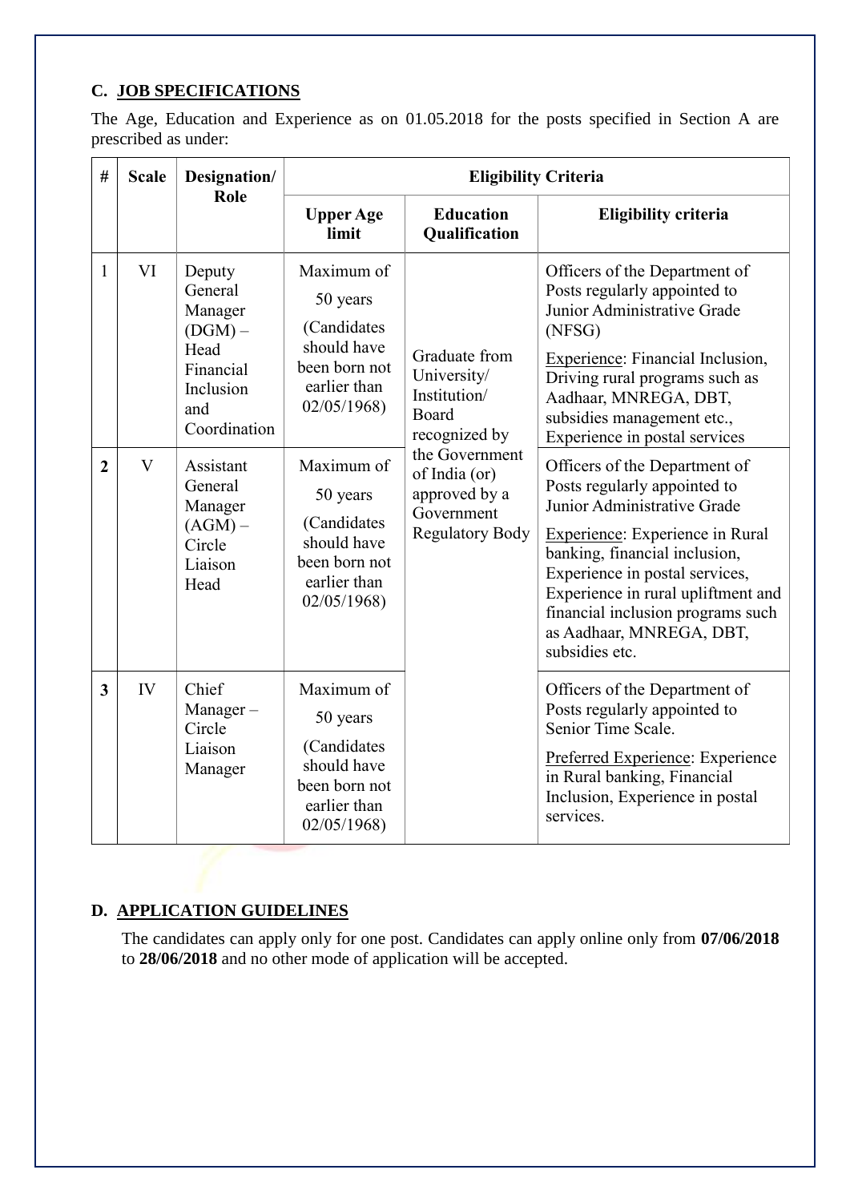## C. JOB SPECIFICATIONS

The Age, Education and Experience as on 01.05.2018 for the posts specified in Section A are prescribed as under:

| # | Scale | Designation/ Role | Eligibility Criteria | | |
|---|---|---|---|---|---|
| | | | **Upper Age limit** | **Education Qualification** | **Eligibility criteria** |
| 1 | VI | Deputy General Manager (DGM) – Head Financial Inclusion and Coordination | Maximum of 50 years (Candidates should have been born not earlier than 02/05/1968) | Graduate from University/ Institution/ Board recognized by the Government of India (or) approved by a Government Regulatory Body | Officers of the Department of Posts regularly appointed to Junior Administrative Grade (NFSG)<br>Experience: Financial Inclusion, Driving rural programs such as Aadhaar, MNREGA, DBT, subsidies management etc., Experience in postal services |
| **2** | V | Assistant General Manager (AGM) – Circle Liaison Head | Maximum of 50 years (Candidates should have been born not earlier than 02/05/1968) | | Officers of the Department of Posts regularly appointed to Junior Administrative Grade<br>Experience: Experience in Rural banking, financial inclusion, Experience in postal services, Experience in rural upliftment and financial inclusion programs such as Aadhaar, MNREGA, DBT, subsidies etc. |
| **3** | IV | Chief Manager – Circle Liaison Manager | Maximum of 50 years (Candidates should have been born not earlier than 02/05/1968) | | Officers of the Department of Posts regularly appointed to Senior Time Scale.<br>Preferred Experience: Experience in Rural banking, Financial Inclusion, Experience in postal services. |

## D. APPLICATION GUIDELINES

The candidates can apply only for one post. Candidates can apply online only from **07/06/2018** to **28/06/2018** and no other mode of application will be accepted.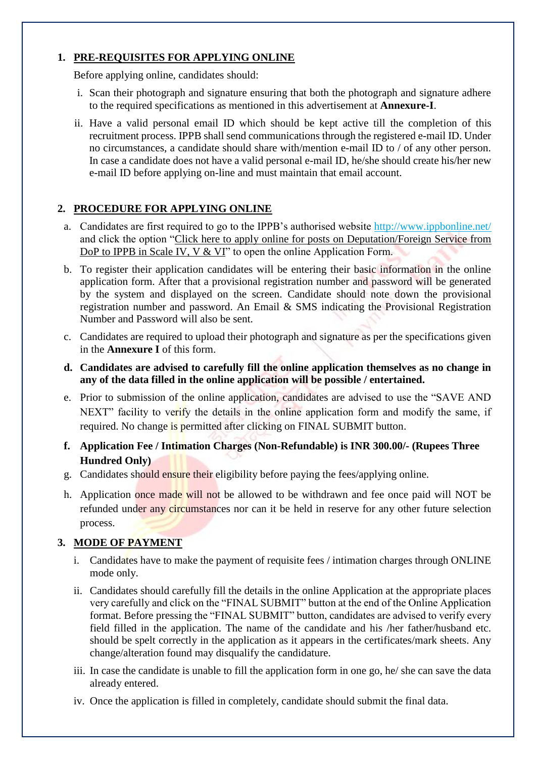## 1. PRE-REQUISITES FOR APPLYING ONLINE

Before applying online, candidates should:

i. Scan their photograph and signature ensuring that both the photograph and signature adhere to the required specifications as mentioned in this advertisement at **Annexure-I**.

ii. Have a valid personal email ID which should be kept active till the completion of this recruitment process. IPPB shall send communications through the registered e-mail ID. Under no circumstances, a candidate should share with/mention e-mail ID to / of any other person. In case a candidate does not have a valid personal e-mail ID, he/she should create his/her new e-mail ID before applying on-line and must maintain that email account.

## 2. PROCEDURE FOR APPLYING ONLINE

a. Candidates are first required to go to the IPPB's authorised website http://www.ippbonline.net/ and click the option "Click here to apply online for posts on Deputation/Foreign Service from DoP to IPPB in Scale IV, V & VI" to open the online Application Form.

b. To register their application candidates will be entering their basic information in the online application form. After that a provisional registration number and password will be generated by the system and displayed on the screen. Candidate should note down the provisional registration number and password. An Email & SMS indicating the Provisional Registration Number and Password will also be sent.

c. Candidates are required to upload their photograph and signature as per the specifications given in the **Annexure I** of this form.

d. **Candidates are advised to carefully fill the online application themselves as no change in any of the data filled in the online application will be possible / entertained.**

e. Prior to submission of the online application, candidates are advised to use the "SAVE AND NEXT" facility to verify the details in the online application form and modify the same, if required. No change is permitted after clicking on FINAL SUBMIT button.

f. **Application Fee / Intimation Charges (Non-Refundable) is INR 300.00/- (Rupees Three Hundred Only)**

g. Candidates should ensure their eligibility before paying the fees/applying online.

h. Application once made will not be allowed to be withdrawn and fee once paid will NOT be refunded under any circumstances nor can it be held in reserve for any other future selection process.

## 3. MODE OF PAYMENT

i. Candidates have to make the payment of requisite fees / intimation charges through ONLINE mode only.

ii. Candidates should carefully fill the details in the online Application at the appropriate places very carefully and click on the "FINAL SUBMIT" button at the end of the Online Application format. Before pressing the "FINAL SUBMIT" button, candidates are advised to verify every field filled in the application. The name of the candidate and his /her father/husband etc. should be spelt correctly in the application as it appears in the certificates/mark sheets. Any change/alteration found may disqualify the candidature.

iii. In case the candidate is unable to fill the application form in one go, he/ she can save the data already entered.

iv. Once the application is filled in completely, candidate should submit the final data.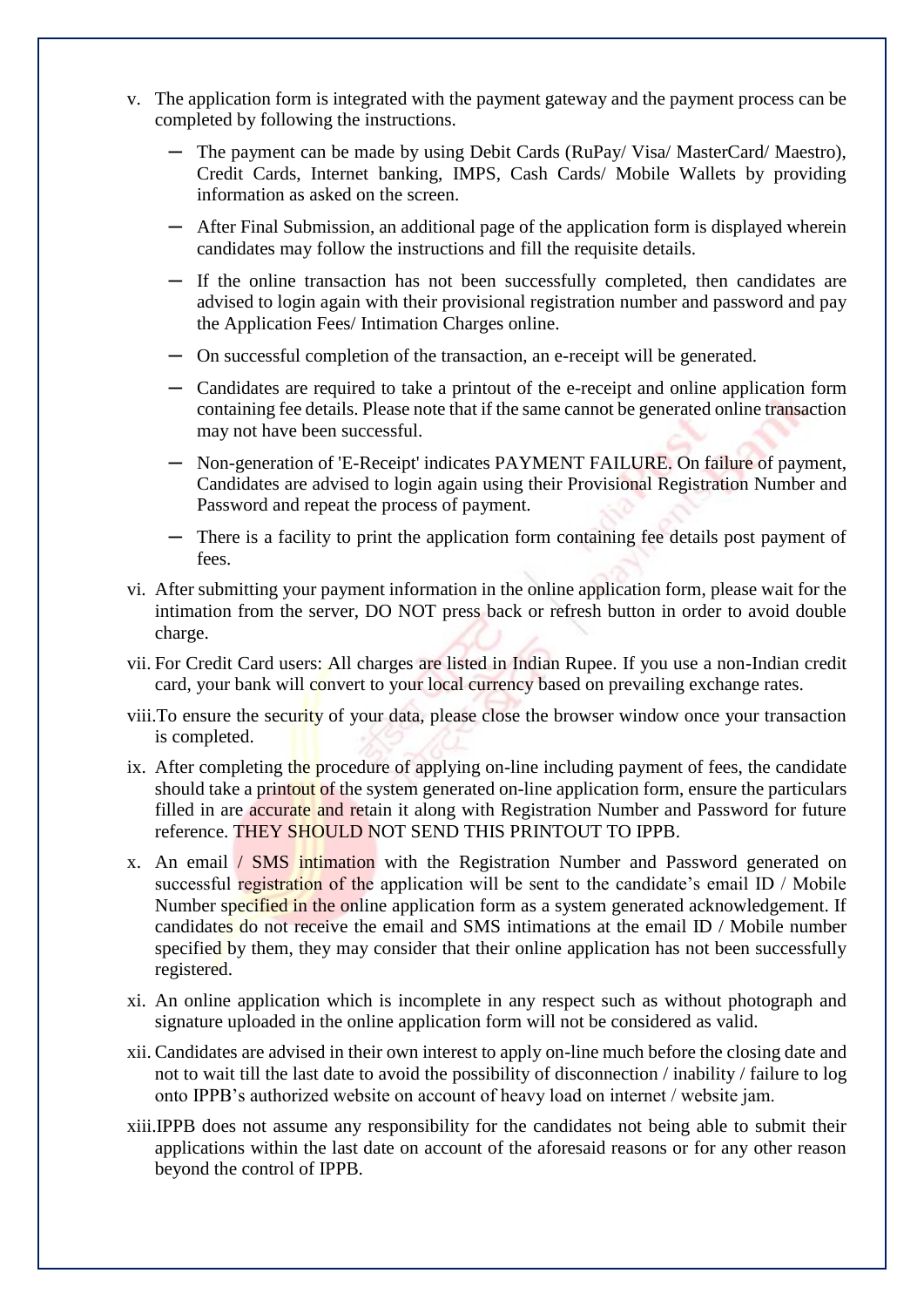v. The application form is integrated with the payment gateway and the payment process can be completed by following the instructions.

   - The payment can be made by using Debit Cards (RuPay/ Visa/ MasterCard/ Maestro), Credit Cards, Internet banking, IMPS, Cash Cards/ Mobile Wallets by providing information as asked on the screen.
   - After Final Submission, an additional page of the application form is displayed wherein candidates may follow the instructions and fill the requisite details.
   - If the online transaction has not been successfully completed, then candidates are advised to login again with their provisional registration number and password and pay the Application Fees/ Intimation Charges online.
   - On successful completion of the transaction, an e-receipt will be generated.
   - Candidates are required to take a printout of the e-receipt and online application form containing fee details. Please note that if the same cannot be generated online transaction may not have been successful.
   - Non-generation of 'E-Receipt' indicates PAYMENT FAILURE. On failure of payment, Candidates are advised to login again using their Provisional Registration Number and Password and repeat the process of payment.
   - There is a facility to print the application form containing fee details post payment of fees.

vi. After submitting your payment information in the online application form, please wait for the intimation from the server, DO NOT press back or refresh button in order to avoid double charge.

vii. For Credit Card users: All charges are listed in Indian Rupee. If you use a non-Indian credit card, your bank will convert to your local currency based on prevailing exchange rates.

viii. To ensure the security of your data, please close the browser window once your transaction is completed.

ix. After completing the procedure of applying on-line including payment of fees, the candidate should take a printout of the system generated on-line application form, ensure the particulars filled in are accurate and retain it along with Registration Number and Password for future reference. THEY SHOULD NOT SEND THIS PRINTOUT TO IPPB.

x. An email / SMS intimation with the Registration Number and Password generated on successful registration of the application will be sent to the candidate's email ID / Mobile Number specified in the online application form as a system generated acknowledgement. If candidates do not receive the email and SMS intimations at the email ID / Mobile number specified by them, they may consider that their online application has not been successfully registered.

xi. An online application which is incomplete in any respect such as without photograph and signature uploaded in the online application form will not be considered as valid.

xii. Candidates are advised in their own interest to apply on-line much before the closing date and not to wait till the last date to avoid the possibility of disconnection / inability / failure to log onto IPPB's authorized website on account of heavy load on internet / website jam.

xiii. IPPB does not assume any responsibility for the candidates not being able to submit their applications within the last date on account of the aforesaid reasons or for any other reason beyond the control of IPPB.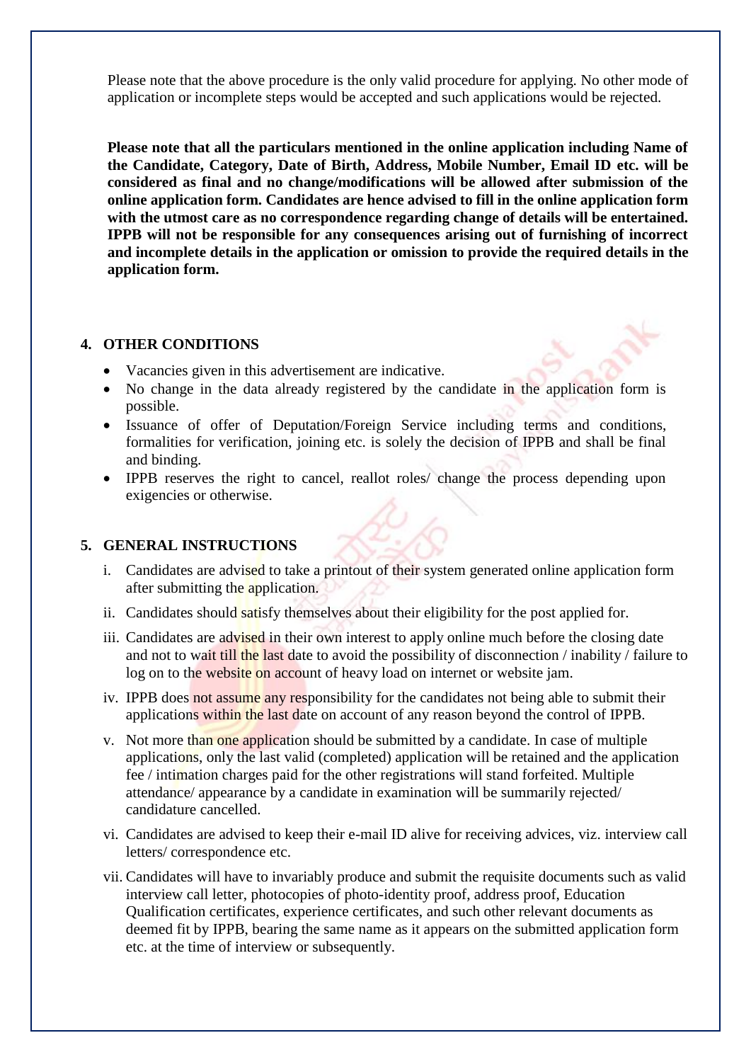Please note that the above procedure is the only valid procedure for applying. No other mode of application or incomplete steps would be accepted and such applications would be rejected.

**Please note that all the particulars mentioned in the online application including Name of the Candidate, Category, Date of Birth, Address, Mobile Number, Email ID etc. will be considered as final and no change/modifications will be allowed after submission of the online application form. Candidates are hence advised to fill in the online application form with the utmost care as no correspondence regarding change of details will be entertained. IPPB will not be responsible for any consequences arising out of furnishing of incorrect and incomplete details in the application or omission to provide the required details in the application form.**

## 4. OTHER CONDITIONS

- Vacancies given in this advertisement are indicative.
- No change in the data already registered by the candidate in the application form is possible.
- Issuance of offer of Deputation/Foreign Service including terms and conditions, formalities for verification, joining etc. is solely the decision of IPPB and shall be final and binding.
- IPPB reserves the right to cancel, reallot roles/ change the process depending upon exigencies or otherwise.

## 5. GENERAL INSTRUCTIONS

i. Candidates are advised to take a printout of their system generated online application form after submitting the application.

ii. Candidates should satisfy themselves about their eligibility for the post applied for.

iii. Candidates are advised in their own interest to apply online much before the closing date and not to wait till the last date to avoid the possibility of disconnection / inability / failure to log on to the website on account of heavy load on internet or website jam.

iv. IPPB does not assume any responsibility for the candidates not being able to submit their applications within the last date on account of any reason beyond the control of IPPB.

v. Not more than one application should be submitted by a candidate. In case of multiple applications, only the last valid (completed) application will be retained and the application fee / intimation charges paid for the other registrations will stand forfeited. Multiple attendance/ appearance by a candidate in examination will be summarily rejected/ candidature cancelled.

vi. Candidates are advised to keep their e-mail ID alive for receiving advices, viz. interview call letters/ correspondence etc.

vii. Candidates will have to invariably produce and submit the requisite documents such as valid interview call letter, photocopies of photo-identity proof, address proof, Education Qualification certificates, experience certificates, and such other relevant documents as deemed fit by IPPB, bearing the same name as it appears on the submitted application form etc. at the time of interview or subsequently.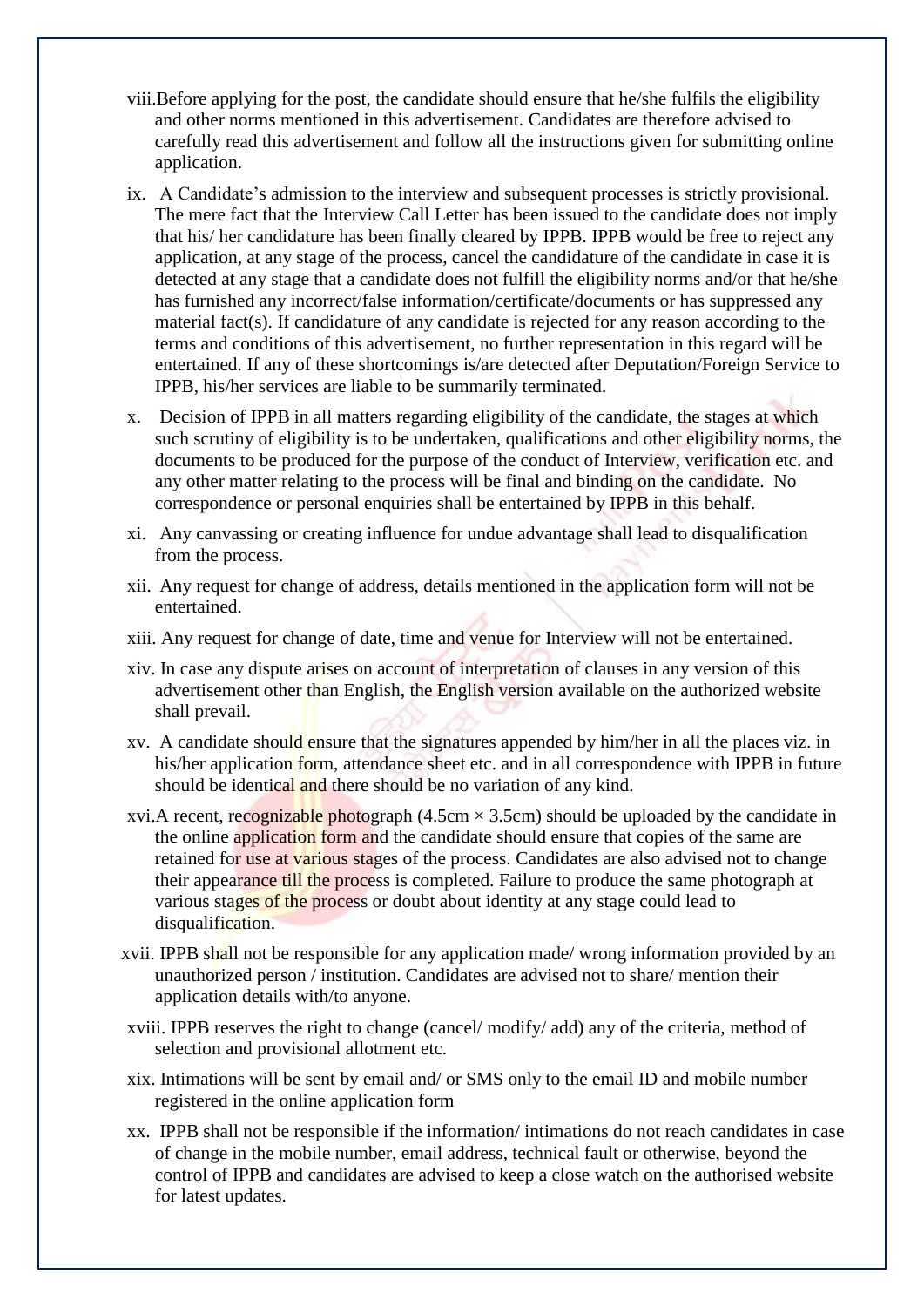viii. Before applying for the post, the candidate should ensure that he/she fulfils the eligibility and other norms mentioned in this advertisement. Candidates are therefore advised to carefully read this advertisement and follow all the instructions given for submitting online application.

ix. A Candidate's admission to the interview and subsequent processes is strictly provisional. The mere fact that the Interview Call Letter has been issued to the candidate does not imply that his/ her candidature has been finally cleared by IPPB. IPPB would be free to reject any application, at any stage of the process, cancel the candidature of the candidate in case it is detected at any stage that a candidate does not fulfill the eligibility norms and/or that he/she has furnished any incorrect/false information/certificate/documents or has suppressed any material fact(s). If candidature of any candidate is rejected for any reason according to the terms and conditions of this advertisement, no further representation in this regard will be entertained. If any of these shortcomings is/are detected after Deputation/Foreign Service to IPPB, his/her services are liable to be summarily terminated.

x. Decision of IPPB in all matters regarding eligibility of the candidate, the stages at which such scrutiny of eligibility is to be undertaken, qualifications and other eligibility norms, the documents to be produced for the purpose of the conduct of Interview, verification etc. and any other matter relating to the process will be final and binding on the candidate. No correspondence or personal enquiries shall be entertained by IPPB in this behalf.

xi. Any canvassing or creating influence for undue advantage shall lead to disqualification from the process.

xii. Any request for change of address, details mentioned in the application form will not be entertained.

xiii. Any request for change of date, time and venue for Interview will not be entertained.

xiv. In case any dispute arises on account of interpretation of clauses in any version of this advertisement other than English, the English version available on the authorized website shall prevail.

xv. A candidate should ensure that the signatures appended by him/her in all the places viz. in his/her application form, attendance sheet etc. and in all correspondence with IPPB in future should be identical and there should be no variation of any kind.

xvi. A recent, recognizable photograph (4.5cm × 3.5cm) should be uploaded by the candidate in the online application form and the candidate should ensure that copies of the same are retained for use at various stages of the process. Candidates are also advised not to change their appearance till the process is completed. Failure to produce the same photograph at various stages of the process or doubt about identity at any stage could lead to disqualification.

xvii. IPPB shall not be responsible for any application made/ wrong information provided by an unauthorized person / institution. Candidates are advised not to share/ mention their application details with/to anyone.

xviii. IPPB reserves the right to change (cancel/ modify/ add) any of the criteria, method of selection and provisional allotment etc.

xix. Intimations will be sent by email and/ or SMS only to the email ID and mobile number registered in the online application form

xx. IPPB shall not be responsible if the information/ intimations do not reach candidates in case of change in the mobile number, email address, technical fault or otherwise, beyond the control of IPPB and candidates are advised to keep a close watch on the authorised website for latest updates.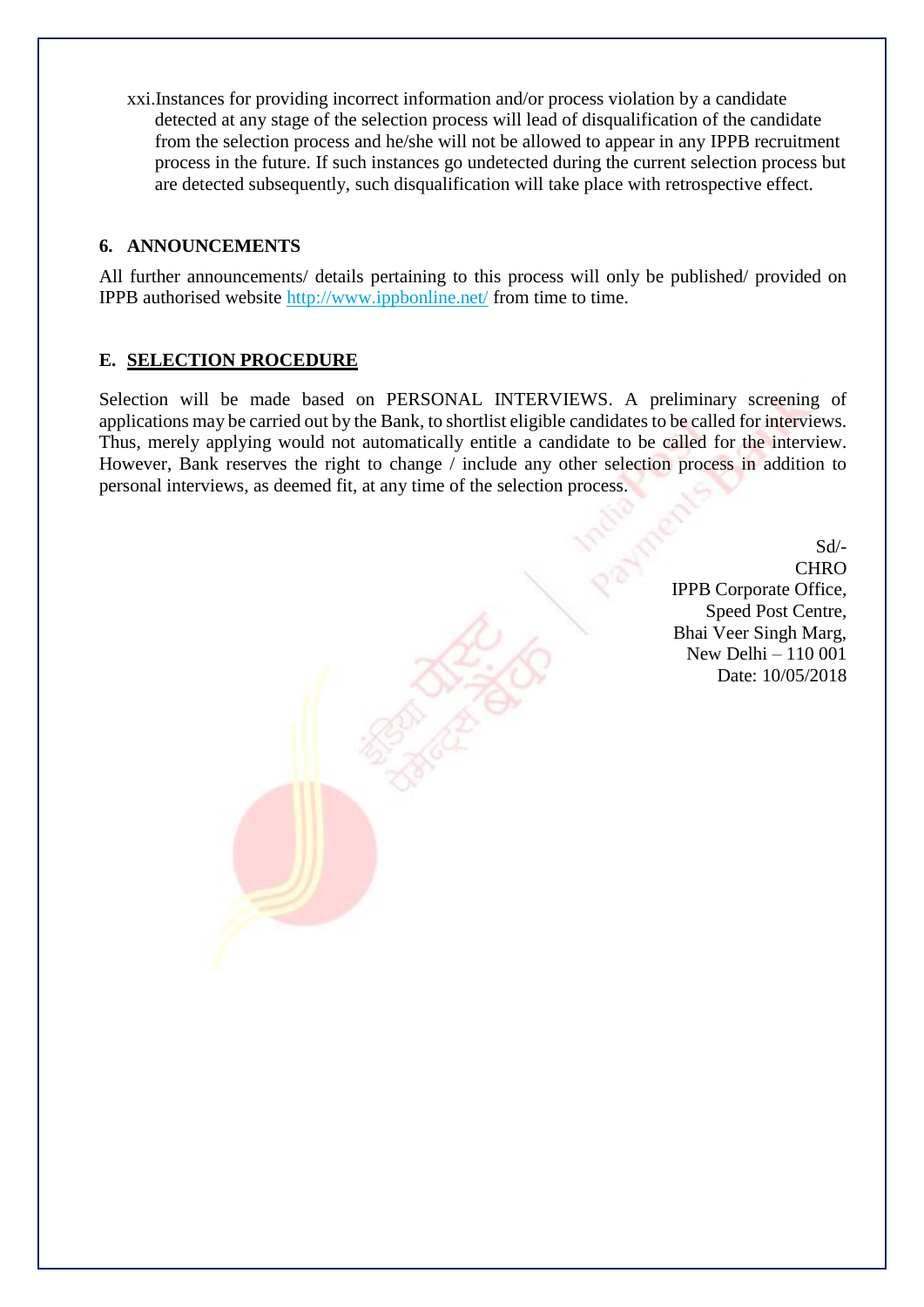xxi. Instances for providing incorrect information and/or process violation by a candidate detected at any stage of the selection process will lead of disqualification of the candidate from the selection process and he/she will not be allowed to appear in any IPPB recruitment process in the future. If such instances go undetected during the current selection process but are detected subsequently, such disqualification will take place with retrospective effect.

### 6. ANNOUNCEMENTS

All further announcements/ details pertaining to this process will only be published/ provided on IPPB authorised website http://www.ippbonline.net/ from time to time.

## E. SELECTION PROCEDURE

Selection will be made based on PERSONAL INTERVIEWS. A preliminary screening of applications may be carried out by the Bank, to shortlist eligible candidates to be called for interviews. Thus, merely applying would not automatically entitle a candidate to be called for the interview. However, Bank reserves the right to change / include any other selection process in addition to personal interviews, as deemed fit, at any time of the selection process.

Sd/-  
CHRO  
IPPB Corporate Office,  
Speed Post Centre,  
Bhai Veer Singh Marg,  
New Delhi – 110 001  
Date: 10/05/2018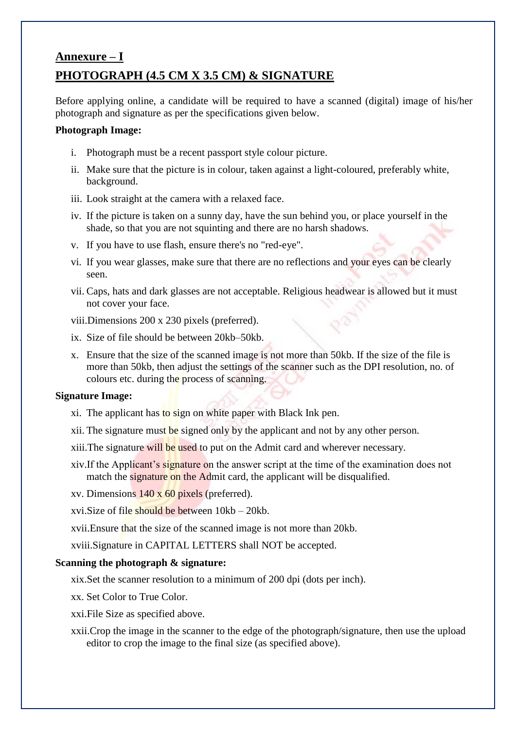## Annexure – I

## PHOTOGRAPH (4.5 CM X 3.5 CM) & SIGNATURE

Before applying online, a candidate will be required to have a scanned (digital) image of his/her photograph and signature as per the specifications given below.

**Photograph Image:**

i. Photograph must be a recent passport style colour picture.

ii. Make sure that the picture is in colour, taken against a light-coloured, preferably white, background.

iii. Look straight at the camera with a relaxed face.

iv. If the picture is taken on a sunny day, have the sun behind you, or place yourself in the shade, so that you are not squinting and there are no harsh shadows.

v. If you have to use flash, ensure there's no "red-eye".

vi. If you wear glasses, make sure that there are no reflections and your eyes can be clearly seen.

vii. Caps, hats and dark glasses are not acceptable. Religious headwear is allowed but it must not cover your face.

viii. Dimensions 200 x 230 pixels (preferred).

ix. Size of file should be between 20kb–50kb.

x. Ensure that the size of the scanned image is not more than 50kb. If the size of the file is more than 50kb, then adjust the settings of the scanner such as the DPI resolution, no. of colours etc. during the process of scanning.

**Signature Image:**

xi. The applicant has to sign on white paper with Black Ink pen.

xii. The signature must be signed only by the applicant and not by any other person.

xiii. The signature will be used to put on the Admit card and wherever necessary.

xiv. If the Applicant's signature on the answer script at the time of the examination does not match the signature on the Admit card, the applicant will be disqualified.

xv. Dimensions 140 x 60 pixels (preferred).

xvi. Size of file should be between 10kb – 20kb.

xvii. Ensure that the size of the scanned image is not more than 20kb.

xviii. Signature in CAPITAL LETTERS shall NOT be accepted.

**Scanning the photograph & signature:**

xix. Set the scanner resolution to a minimum of 200 dpi (dots per inch).

xx. Set Color to True Color.

xxi. File Size as specified above.

xxii. Crop the image in the scanner to the edge of the photograph/signature, then use the upload editor to crop the image to the final size (as specified above).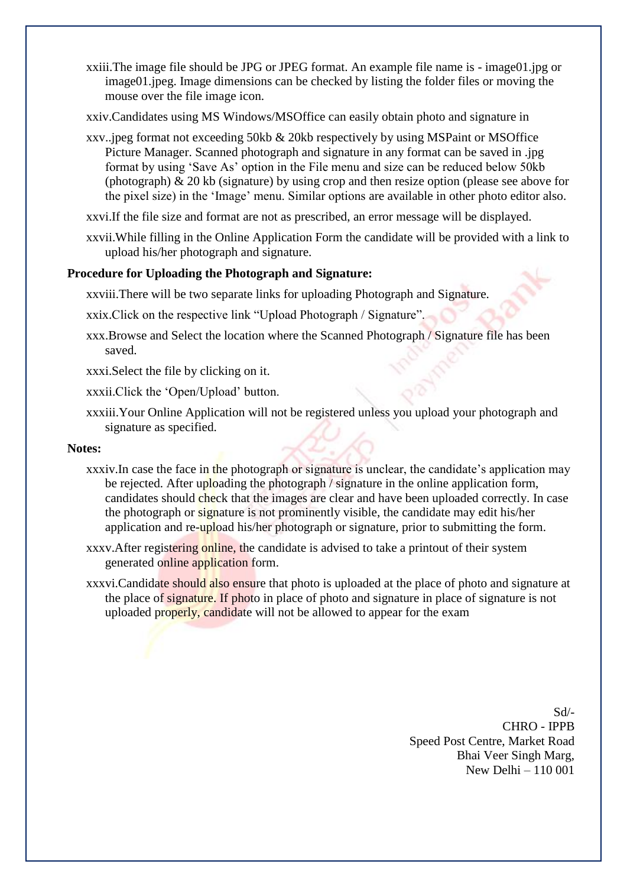xxiii.The image file should be JPG or JPEG format. An example file name is - image01.jpg or image01.jpeg. Image dimensions can be checked by listing the folder files or moving the mouse over the file image icon.

xxiv.Candidates using MS Windows/MSOffice can easily obtain photo and signature in

xxv..jpeg format not exceeding 50kb & 20kb respectively by using MSPaint or MSOffice Picture Manager. Scanned photograph and signature in any format can be saved in .jpg format by using 'Save As' option in the File menu and size can be reduced below 50kb (photograph) & 20 kb (signature) by using crop and then resize option (please see above for the pixel size) in the 'Image' menu. Similar options are available in other photo editor also.

xxvi.If the file size and format are not as prescribed, an error message will be displayed.

xxvii.While filling in the Online Application Form the candidate will be provided with a link to upload his/her photograph and signature.

**Procedure for Uploading the Photograph and Signature:**

xxviii.There will be two separate links for uploading Photograph and Signature.

xxix.Click on the respective link "Upload Photograph / Signature".

xxx.Browse and Select the location where the Scanned Photograph / Signature file has been saved.

xxxi.Select the file by clicking on it.

xxxii.Click the 'Open/Upload' button.

xxxiii.Your Online Application will not be registered unless you upload your photograph and signature as specified.

**Notes:**

xxxiv.In case the face in the photograph or signature is unclear, the candidate's application may be rejected. After uploading the photograph / signature in the online application form, candidates should check that the images are clear and have been uploaded correctly. In case the photograph or signature is not prominently visible, the candidate may edit his/her application and re-upload his/her photograph or signature, prior to submitting the form.

xxxv.After registering online, the candidate is advised to take a printout of their system generated online application form.

xxxvi.Candidate should also ensure that photo is uploaded at the place of photo and signature at the place of signature. If photo in place of photo and signature in place of signature is not uploaded properly, candidate will not be allowed to appear for the exam

Sd/-
CHRO - IPPB
Speed Post Centre, Market Road
Bhai Veer Singh Marg,
New Delhi – 110 001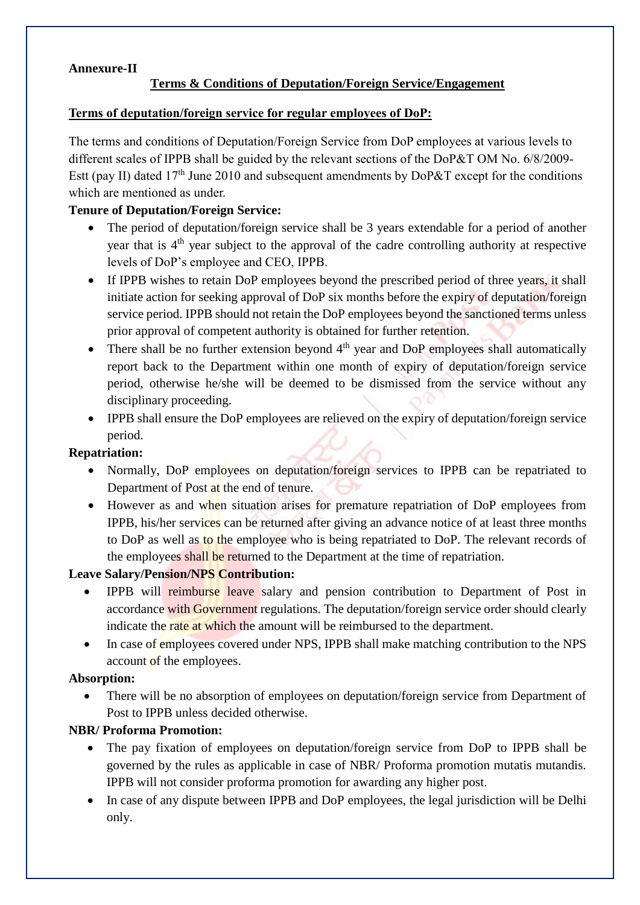**Annexure-II**

## Terms & Conditions of Deputation/Foreign Service/Engagement

**Terms of deputation/foreign service for regular employees of DoP:**

The terms and conditions of Deputation/Foreign Service from DoP employees at various levels to different scales of IPPB shall be guided by the relevant sections of the DoP&T OM No. 6/8/2009-Estt (pay II) dated 17th June 2010 and subsequent amendments by DoP&T except for the conditions which are mentioned as under.

**Tenure of Deputation/Foreign Service:**

- The period of deputation/foreign service shall be 3 years extendable for a period of another year that is 4th year subject to the approval of the cadre controlling authority at respective levels of DoP's employee and CEO, IPPB.
- If IPPB wishes to retain DoP employees beyond the prescribed period of three years, it shall initiate action for seeking approval of DoP six months before the expiry of deputation/foreign service period. IPPB should not retain the DoP employees beyond the sanctioned terms unless prior approval of competent authority is obtained for further retention.
- There shall be no further extension beyond 4th year and DoP employees shall automatically report back to the Department within one month of expiry of deputation/foreign service period, otherwise he/she will be deemed to be dismissed from the service without any disciplinary proceeding.
- IPPB shall ensure the DoP employees are relieved on the expiry of deputation/foreign service period.

**Repatriation:**

- Normally, DoP employees on deputation/foreign services to IPPB can be repatriated to Department of Post at the end of tenure.
- However as and when situation arises for premature repatriation of DoP employees from IPPB, his/her services can be returned after giving an advance notice of at least three months to DoP as well as to the employee who is being repatriated to DoP. The relevant records of the employees shall be returned to the Department at the time of repatriation.

**Leave Salary/Pension/NPS Contribution:**

- IPPB will reimburse leave salary and pension contribution to Department of Post in accordance with Government regulations. The deputation/foreign service order should clearly indicate the rate at which the amount will be reimbursed to the department.
- In case of employees covered under NPS, IPPB shall make matching contribution to the NPS account of the employees.

**Absorption:**

- There will be no absorption of employees on deputation/foreign service from Department of Post to IPPB unless decided otherwise.

**NBR/ Proforma Promotion:**

- The pay fixation of employees on deputation/foreign service from DoP to IPPB shall be governed by the rules as applicable in case of NBR/ Proforma promotion mutatis mutandis. IPPB will not consider proforma promotion for awarding any higher post.
- In case of any dispute between IPPB and DoP employees, the legal jurisdiction will be Delhi only.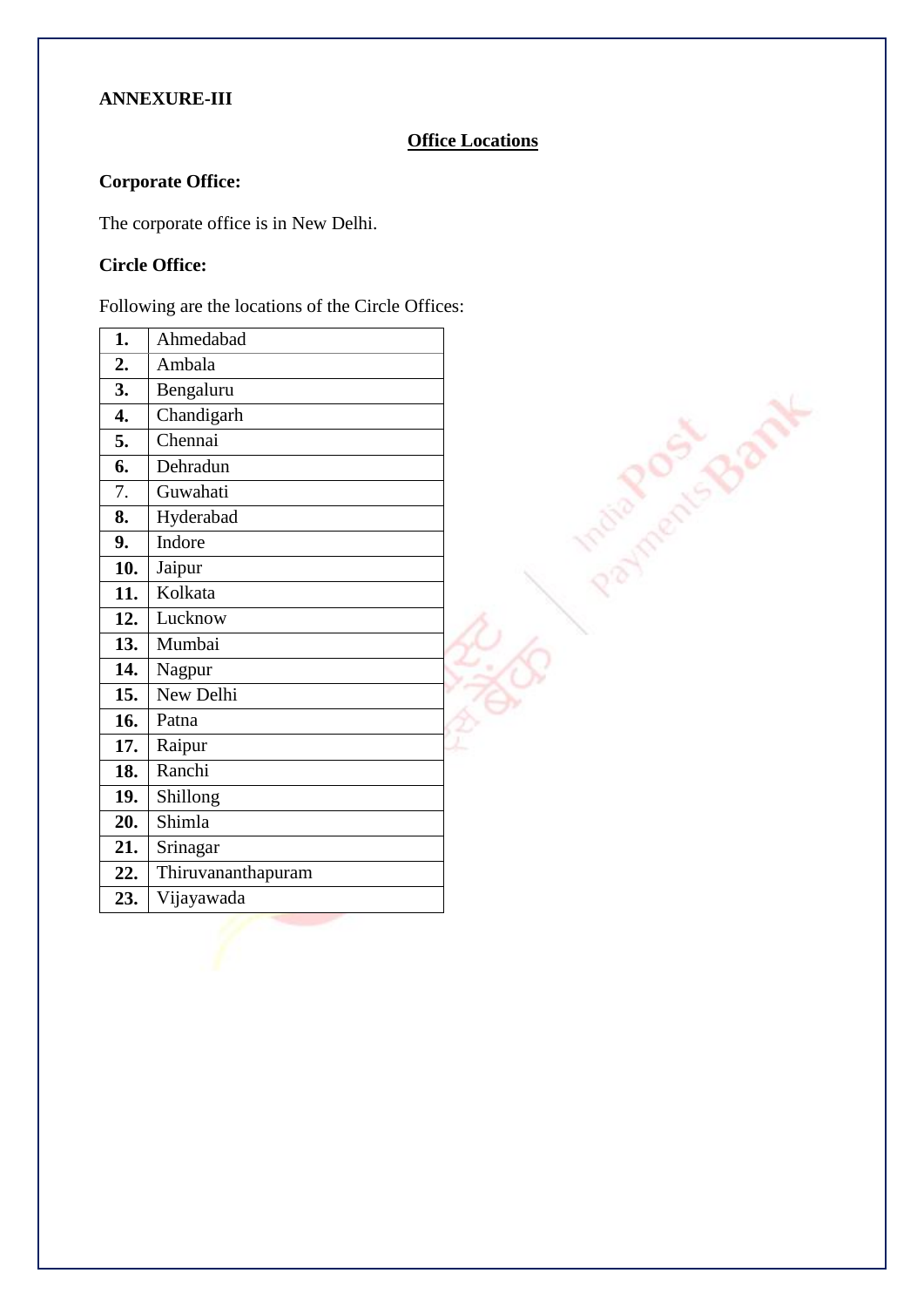**ANNEXURE-III**

## Office Locations

**Corporate Office:**

The corporate office is in New Delhi.

**Circle Office:**

Following are the locations of the Circle Offices:

| | |
|---|---|
| **1.** | Ahmedabad |
| **2.** | Ambala |
| **3.** | Bengaluru |
| **4.** | Chandigarh |
| **5.** | Chennai |
| **6.** | Dehradun |
| 7. | Guwahati |
| **8.** | Hyderabad |
| **9.** | Indore |
| **10.** | Jaipur |
| **11.** | Kolkata |
| **12.** | Lucknow |
| **13.** | Mumbai |
| **14.** | Nagpur |
| **15.** | New Delhi |
| **16.** | Patna |
| **17.** | Raipur |
| **18.** | Ranchi |
| **19.** | Shillong |
| **20.** | Shimla |
| **21.** | Srinagar |
| **22.** | Thiruvananthapuram |
| **23.** | Vijayawada |